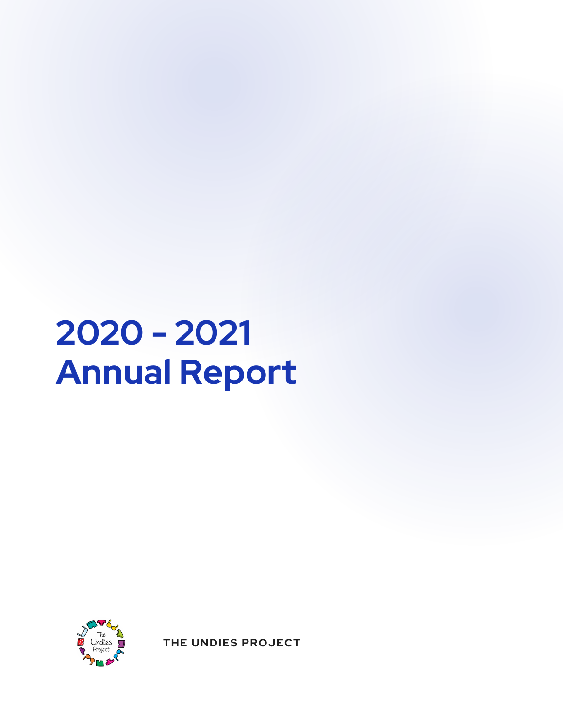# 2020 - 2021
# Annual Report

THE UNDIES PROJECT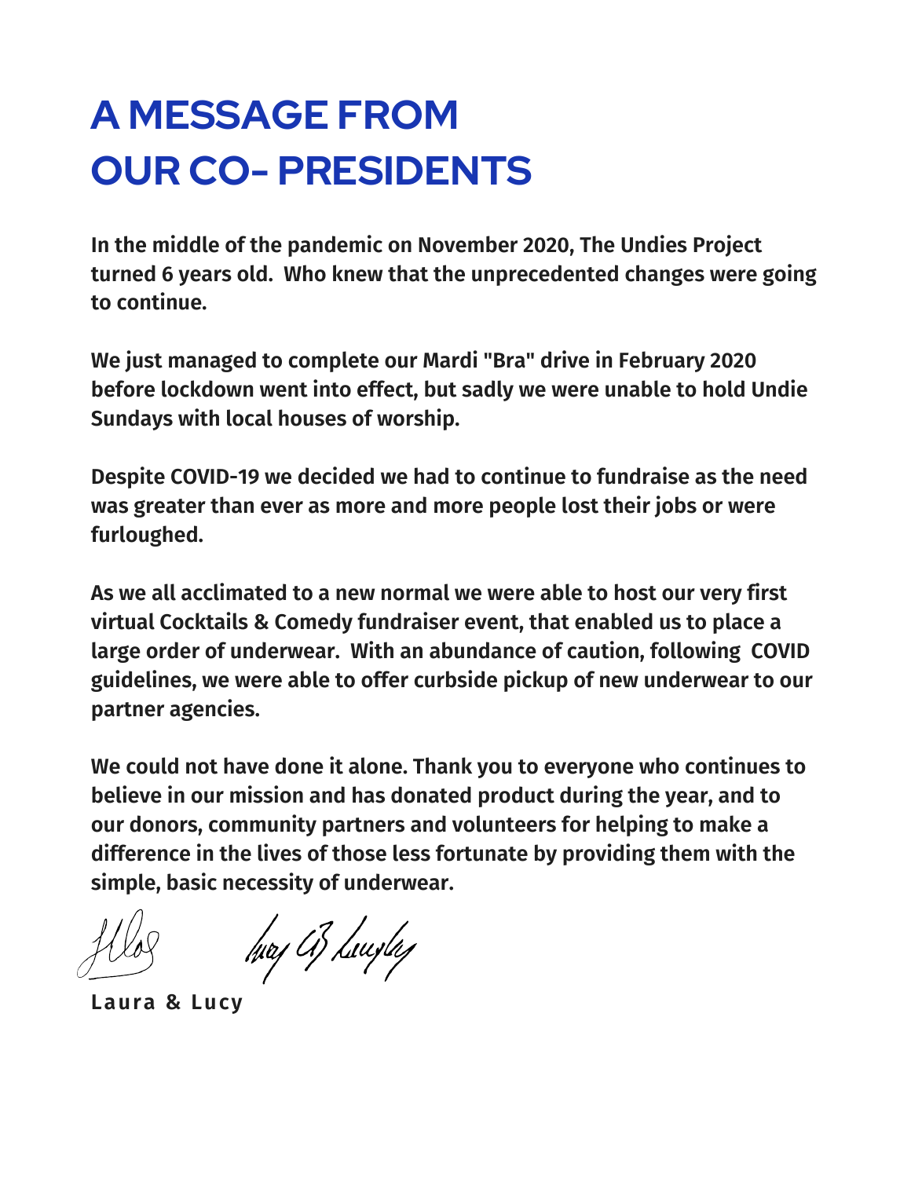# A MESSAGE FROM OUR CO- PRESIDENTS

**In the middle of the pandemic on November 2020, The Undies Project turned 6 years old. Who knew that the unprecedented changes were going to continue.**

**We just managed to complete our Mardi "Bra" drive in February 2020 before lockdown went into effect, but sadly we were unable to hold Undie Sundays with local houses of worship.**

**Despite COVID-19 we decided we had to continue to fundraise as the need was greater than ever as more and more people lost their jobs or were furloughed.**

**As we all acclimated to a new normal we were able to host our very first virtual Cocktails & Comedy fundraiser event, that enabled us to place a large order of underwear. With an abundance of caution, following COVID guidelines, we were able to offer curbside pickup of new underwear to our partner agencies.**

**We could not have done it alone. Thank you to everyone who continues to believe in our mission and has donated product during the year, and to our donors, community partners and volunteers for helping to make a difference in the lives of those less fortunate by providing them with the simple, basic necessity of underwear.**

**Laura & Lucy**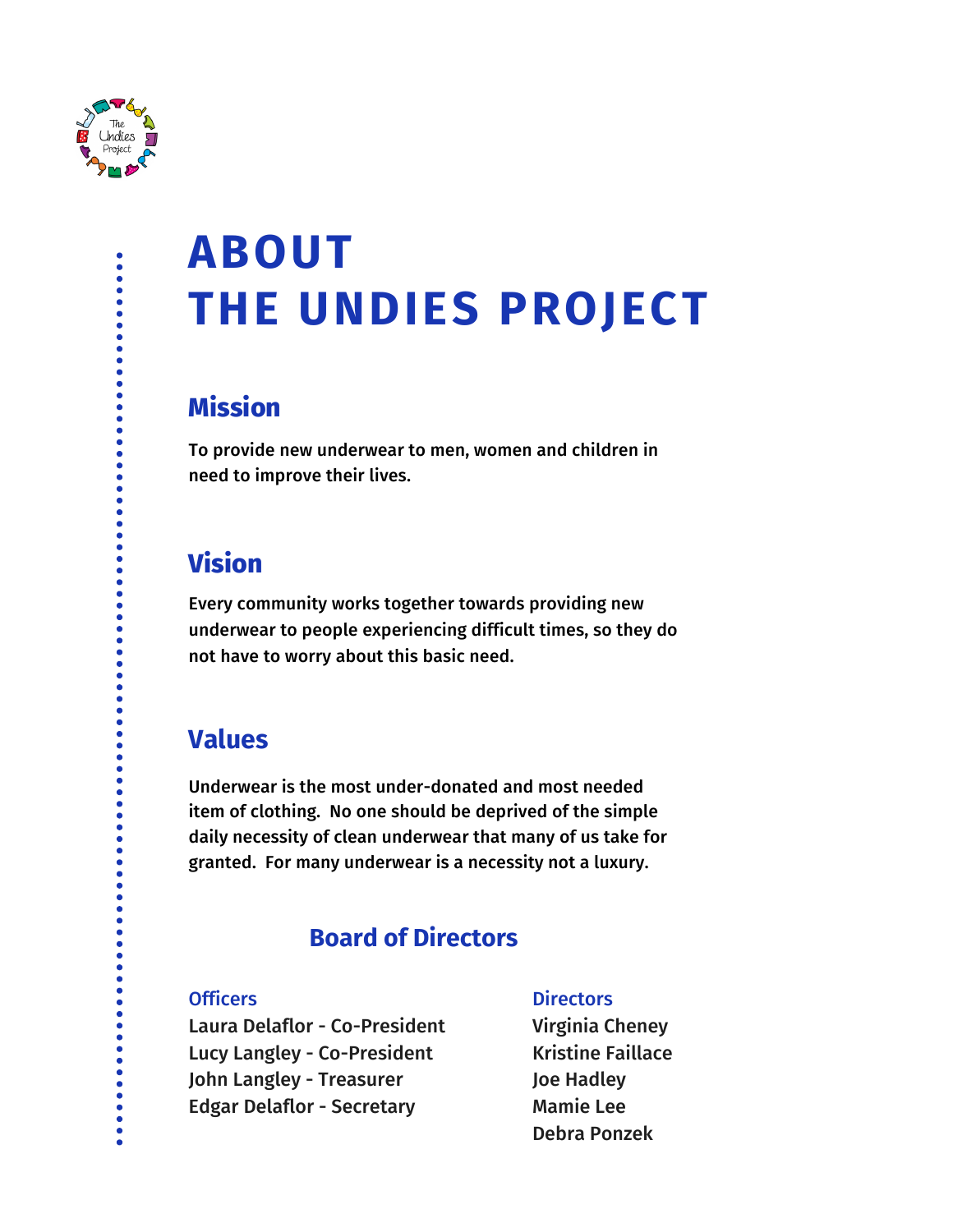# ABOUT THE UNDIES PROJECT

## Mission

**To provide new underwear to men, women and children in need to improve their lives.**

## Vision

**Every community works together towards providing new underwear to people experiencing difficult times, so they do not have to worry about this basic need.**

## Values

**Underwear is the most under-donated and most needed item of clothing. No one should be deprived of the simple daily necessity of clean underwear that many of us take for granted. For many underwear is a necessity not a luxury.**

## Board of Directors

### Officers

Laura Delaflor - Co-President
Lucy Langley - Co-President
John Langley - Treasurer
Edgar Delaflor - Secretary

### Directors

Virginia Cheney
Kristine Faillace
Joe Hadley
Mamie Lee
Debra Ponzek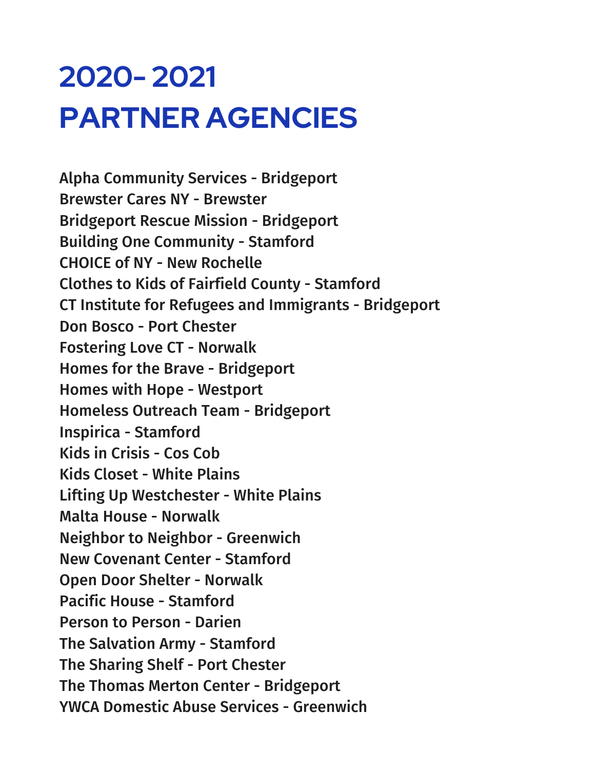# 2020- 2021
# PARTNER AGENCIES

**Alpha Community Services - Bridgeport**
**Brewster Cares NY - Brewster**
**Bridgeport Rescue Mission - Bridgeport**
**Building One Community - Stamford**
**CHOICE of NY - New Rochelle**
**Clothes to Kids of Fairfield County - Stamford**
**CT Institute for Refugees and Immigrants - Bridgeport**
**Don Bosco - Port Chester**
**Fostering Love CT - Norwalk**
**Homes for the Brave - Bridgeport**
**Homes with Hope - Westport**
**Homeless Outreach Team - Bridgeport**
**Inspirica - Stamford**
**Kids in Crisis - Cos Cob**
**Kids Closet - White Plains**
**Lifting Up Westchester - White Plains**
**Malta House - Norwalk**
**Neighbor to Neighbor - Greenwich**
**New Covenant Center - Stamford**
**Open Door Shelter - Norwalk**
**Pacific House - Stamford**
**Person to Person - Darien**
**The Salvation Army - Stamford**
**The Sharing Shelf - Port Chester**
**The Thomas Merton Center - Bridgeport**
**YWCA Domestic Abuse Services - Greenwich**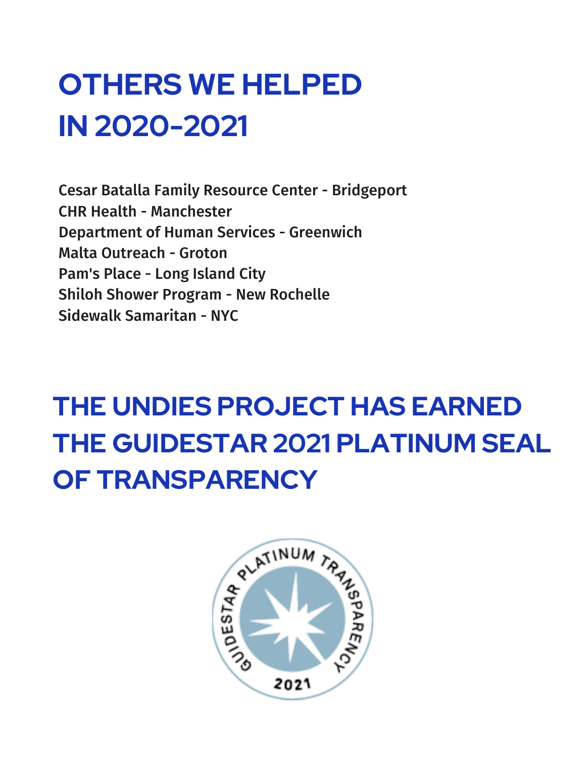# OTHERS WE HELPED IN 2020-2021

Cesar Batalla Family Resource Center - Bridgeport
CHR Health - Manchester
Department of Human Services - Greenwich
Malta Outreach - Groton
Pam's Place - Long Island City
Shiloh Shower Program - New Rochelle
Sidewalk Samaritan - NYC

# THE UNDIES PROJECT HAS EARNED THE GUIDESTAR 2021 PLATINUM SEAL OF TRANSPARENCY

GUIDESTAR PLATINUM TRANSPARENCY 2021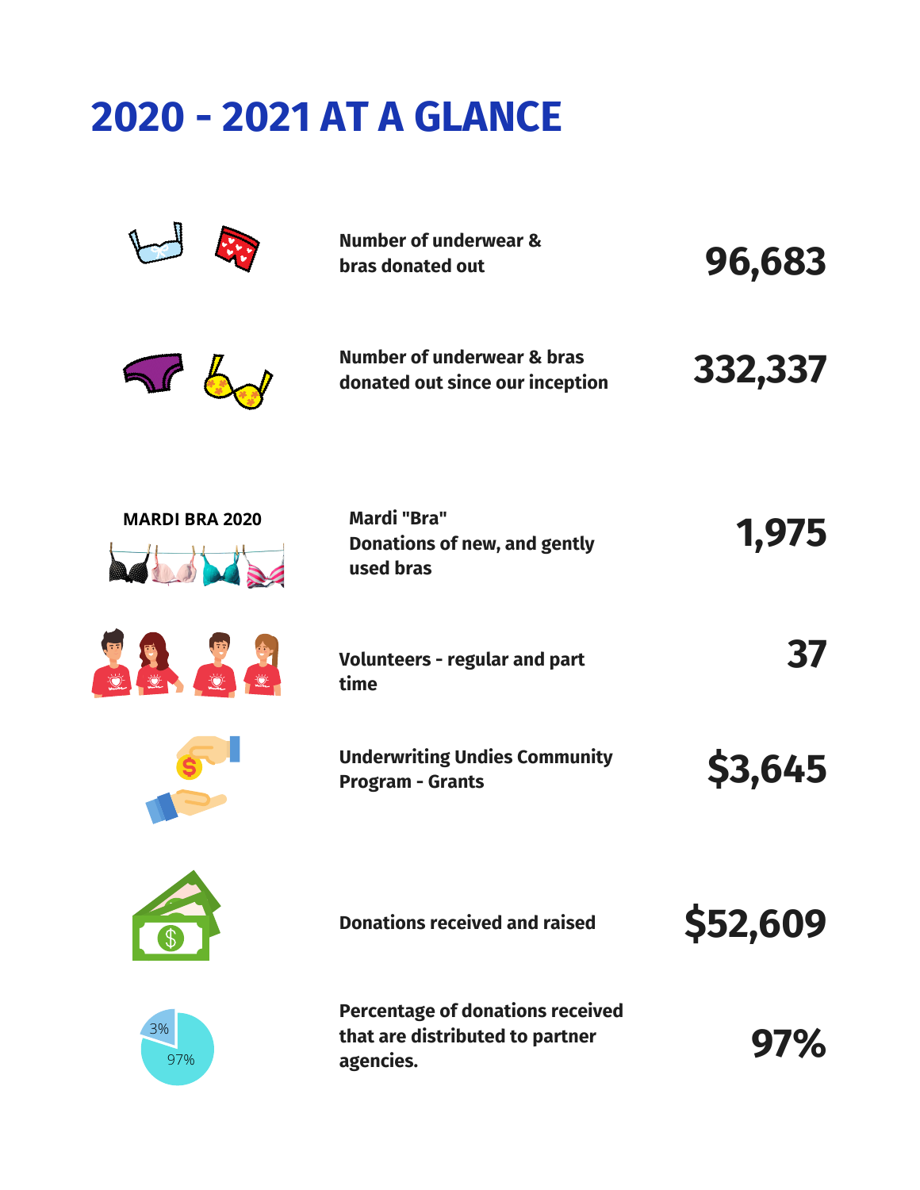# 2020 - 2021 AT A GLANCE

| | | |
|---|---|---|
| | **Number of underwear & bras donated out** | **96,683** |
| | **Number of underwear & bras donated out since our inception** | **332,337** |
| **MARDI BRA 2020** | **Mardi "Bra" Donations of new, and gently used bras** | **1,975** |
| | **Volunteers - regular and part time** | **37** |
| | **Underwriting Undies Community Program - Grants** | **$3,645** |
| | **Donations received and raised** | **$52,609** |
| 3% / 97% | **Percentage of donations received that are distributed to partner agencies.** | **97%** |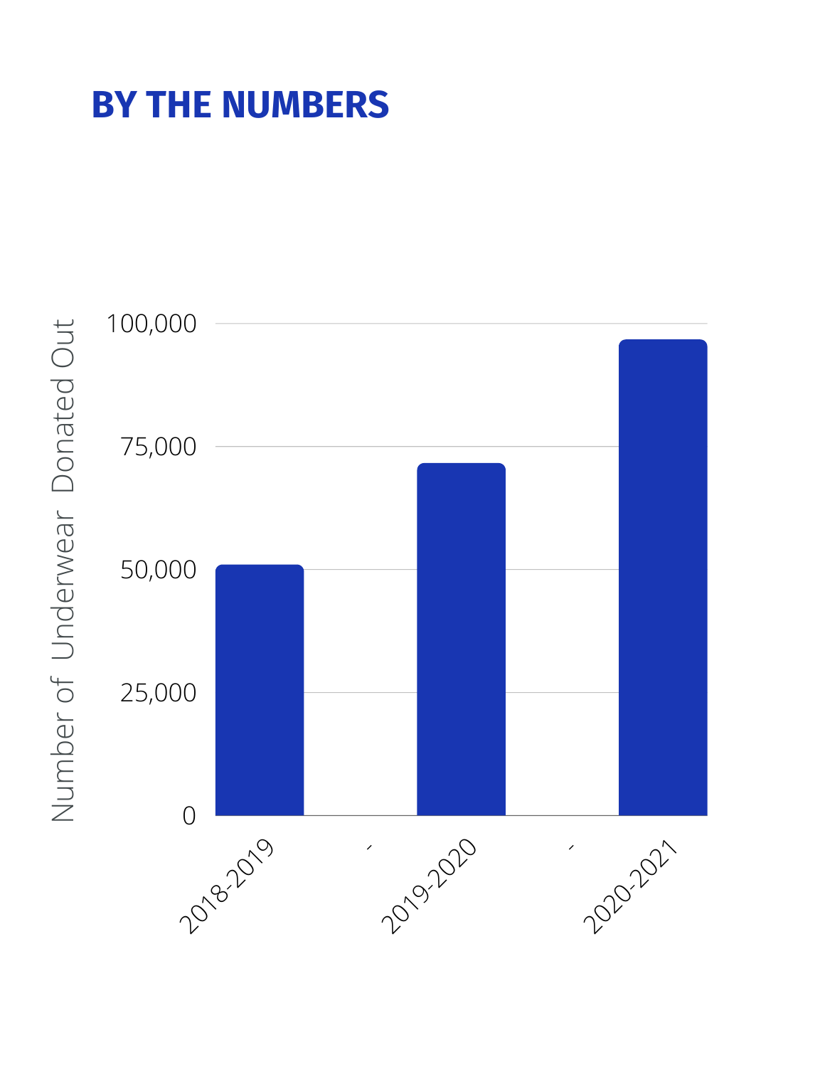# BY THE NUMBERS

Number of Underwear Donated Out

100,000

75,000

50,000

25,000

0

2018-2019

-

2019-2020

-

2020-2021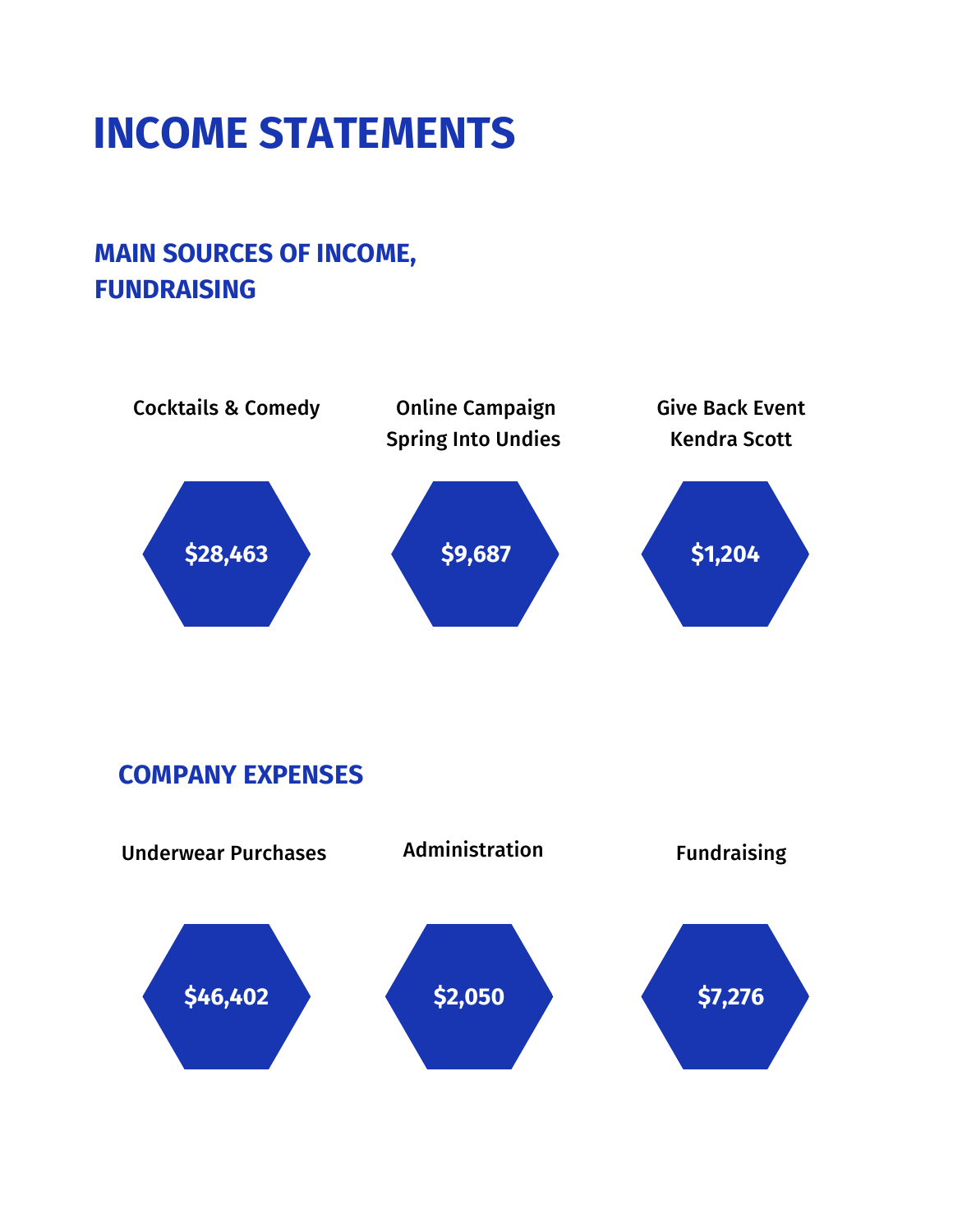# INCOME STATEMENTS

## MAIN SOURCES OF INCOME, FUNDRAISING

| Cocktails & Comedy | Online Campaign Spring Into Undies | Give Back Event Kendra Scott |
| --- | --- | --- |
| $28,463 | $9,687 | $1,204 |

## COMPANY EXPENSES

| Underwear Purchases | Administration | Fundraising |
| --- | --- | --- |
| $46,402 | $2,050 | $7,276 |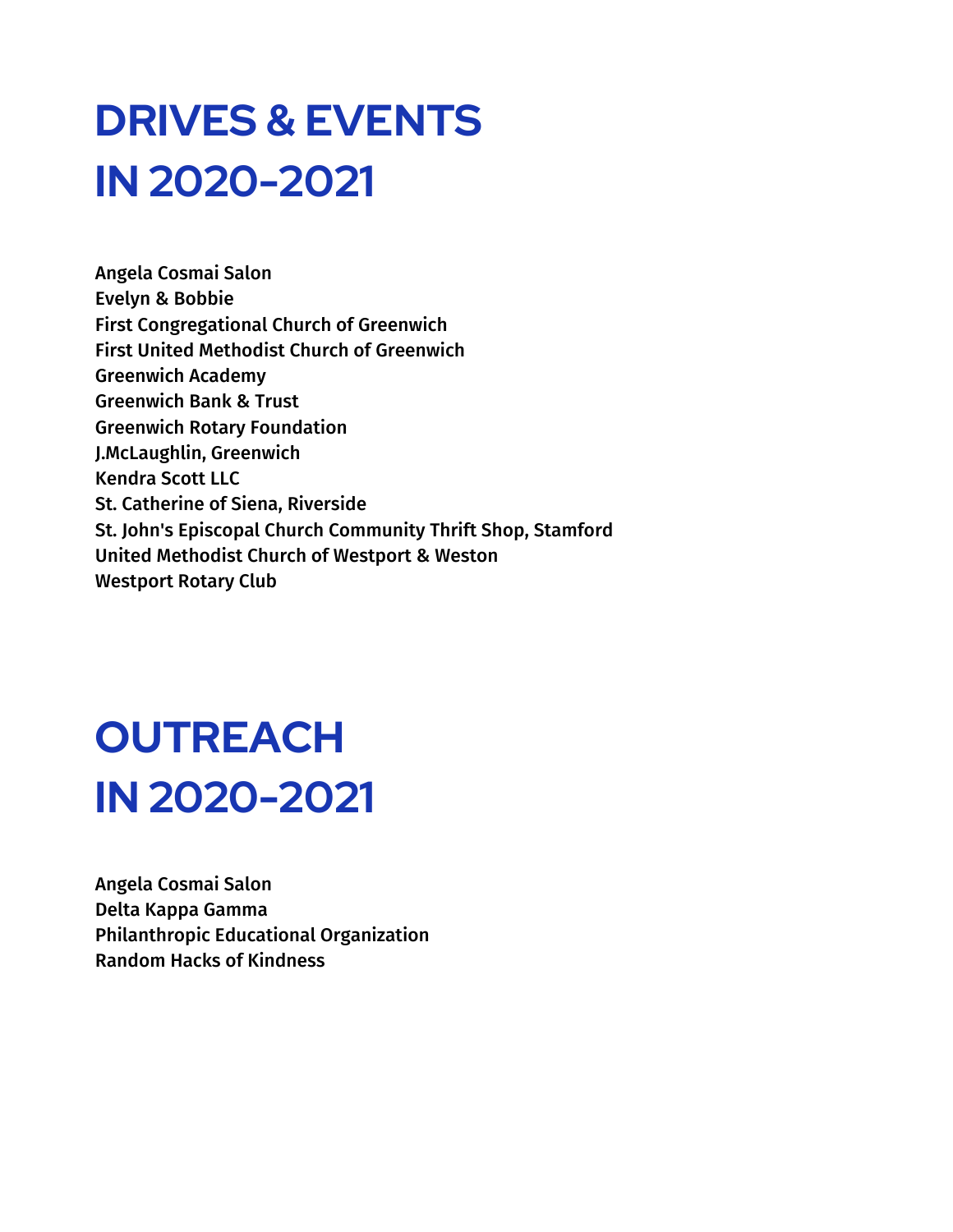# DRIVES & EVENTS IN 2020-2021

**Angela Cosmai Salon**
**Evelyn & Bobbie**
**First Congregational Church of Greenwich**
**First United Methodist Church of Greenwich**
**Greenwich Academy**
**Greenwich Bank & Trust**
**Greenwich Rotary Foundation**
**J.McLaughlin, Greenwich**
**Kendra Scott LLC**
**St. Catherine of Siena, Riverside**
**St. John's Episcopal Church Community Thrift Shop, Stamford**
**United Methodist Church of Westport & Weston**
**Westport Rotary Club**

# OUTREACH IN 2020-2021

**Angela Cosmai Salon**
**Delta Kappa Gamma**
**Philanthropic Educational Organization**
**Random Hacks of Kindness**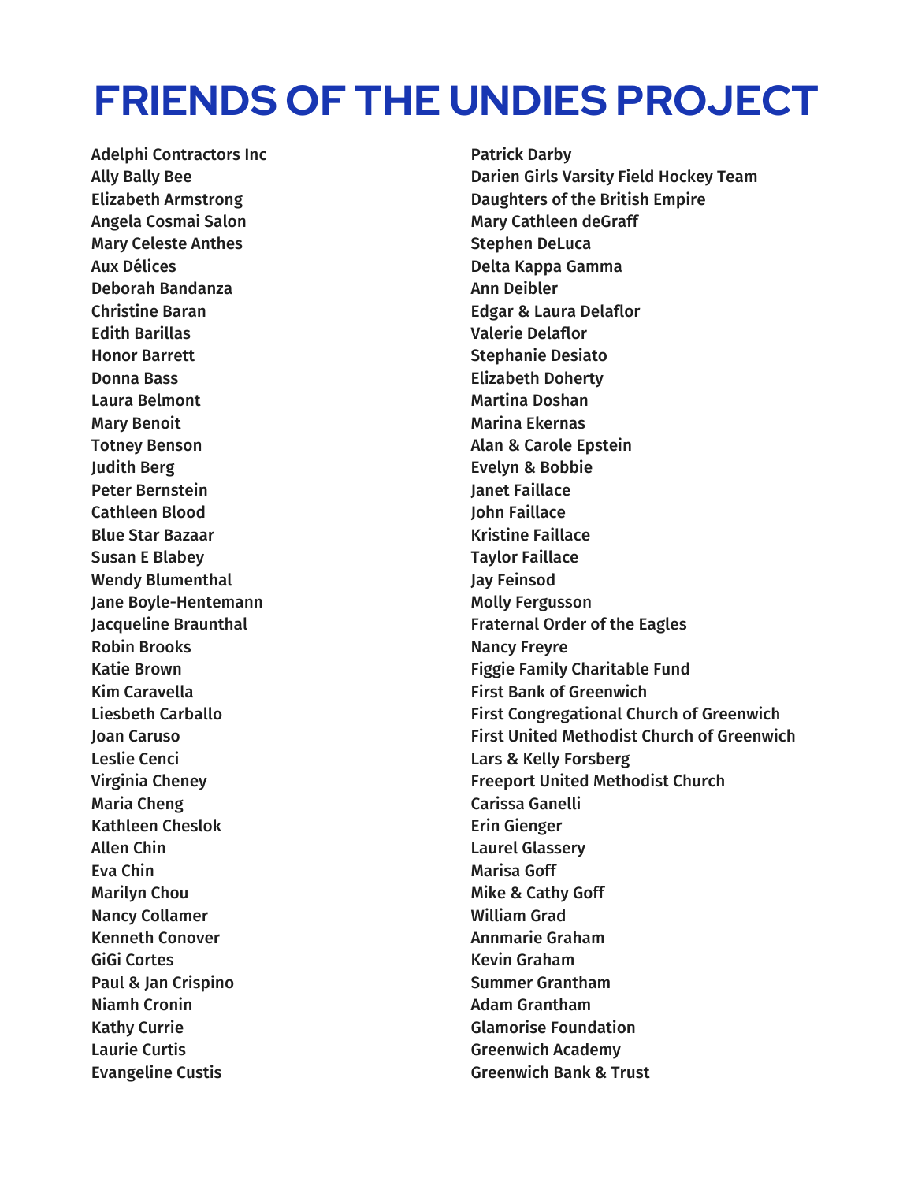# FRIENDS OF THE UNDIES PROJECT

Adelphi Contractors Inc
Ally Bally Bee
Elizabeth Armstrong
Angela Cosmai Salon
Mary Celeste Anthes
Aux Délices
Deborah Bandanza
Christine Baran
Edith Barillas
Honor Barrett
Donna Bass
Laura Belmont
Mary Benoit
Totney Benson
Judith Berg
Peter Bernstein
Cathleen Blood
Blue Star Bazaar
Susan E Blabey
Wendy Blumenthal
Jane Boyle-Hentemann
Jacqueline Braunthal
Robin Brooks
Katie Brown
Kim Caravella
Liesbeth Carballo
Joan Caruso
Leslie Cenci
Virginia Cheney
Maria Cheng
Kathleen Cheslok
Allen Chin
Eva Chin
Marilyn Chou
Nancy Collamer
Kenneth Conover
GiGi Cortes
Paul & Jan Crispino
Niamh Cronin
Kathy Currie
Laurie Curtis
Evangeline Custis
Patrick Darby
Darien Girls Varsity Field Hockey Team
Daughters of the British Empire
Mary Cathleen deGraff
Stephen DeLuca
Delta Kappa Gamma
Ann Deibler
Edgar & Laura Delaflor
Valerie Delaflor
Stephanie Desiato
Elizabeth Doherty
Martina Doshan
Marina Ekernas
Alan & Carole Epstein
Evelyn & Bobbie
Janet Faillace
John Faillace
Kristine Faillace
Taylor Faillace
Jay Feinsod
Molly Fergusson
Fraternal Order of the Eagles
Nancy Freyre
Figgie Family Charitable Fund
First Bank of Greenwich
First Congregational Church of Greenwich
First United Methodist Church of Greenwich
Lars & Kelly Forsberg
Freeport United Methodist Church
Carissa Ganelli
Erin Gienger
Laurel Glassery
Marisa Goff
Mike & Cathy Goff
William Grad
Annmarie Graham
Kevin Graham
Summer Grantham
Adam Grantham
Glamorise Foundation
Greenwich Academy
Greenwich Bank & Trust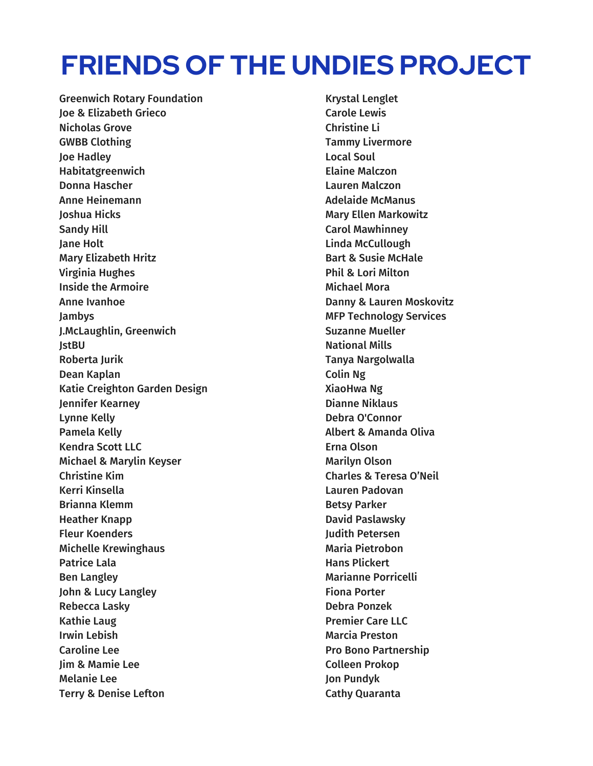# FRIENDS OF THE UNDIES PROJECT

Greenwich Rotary Foundation
Joe & Elizabeth Grieco
Nicholas Grove
GWBB Clothing
Joe Hadley
Habitatgreenwich
Donna Hascher
Anne Heinemann
Joshua Hicks
Sandy Hill
Jane Holt
Mary Elizabeth Hritz
Virginia Hughes
Inside the Armoire
Anne Ivanhoe
Jambys
J.McLaughlin, Greenwich
JstBU
Roberta Jurik
Dean Kaplan
Katie Creighton Garden Design
Jennifer Kearney
Lynne Kelly
Pamela Kelly
Kendra Scott LLC
Michael & Marylin Keyser
Christine Kim
Kerri Kinsella
Brianna Klemm
Heather Knapp
Fleur Koenders
Michelle Krewinghaus
Patrice Lala
Ben Langley
John & Lucy Langley
Rebecca Lasky
Kathie Laug
Irwin Lebish
Caroline Lee
Jim & Mamie Lee
Melanie Lee
Terry & Denise Lefton
Krystal Lenglet
Carole Lewis
Christine Li
Tammy Livermore
Local Soul
Elaine Malczon
Lauren Malczon
Adelaide McManus
Mary Ellen Markowitz
Carol Mawhinney
Linda McCullough
Bart & Susie McHale
Phil & Lori Milton
Michael Mora
Danny & Lauren Moskovitz
MFP Technology Services
Suzanne Mueller
National Mills
Tanya Nargolwalla
Colin Ng
XiaoHwa Ng
Dianne Niklaus
Debra O'Connor
Albert & Amanda Oliva
Erna Olson
Marilyn Olson
Charles & Teresa O'Neil
Lauren Padovan
Betsy Parker
David Paslawsky
Judith Petersen
Maria Pietrobon
Hans Plickert
Marianne Porricelli
Fiona Porter
Debra Ponzek
Premier Care LLC
Marcia Preston
Pro Bono Partnership
Colleen Prokop
Jon Pundyk
Cathy Quaranta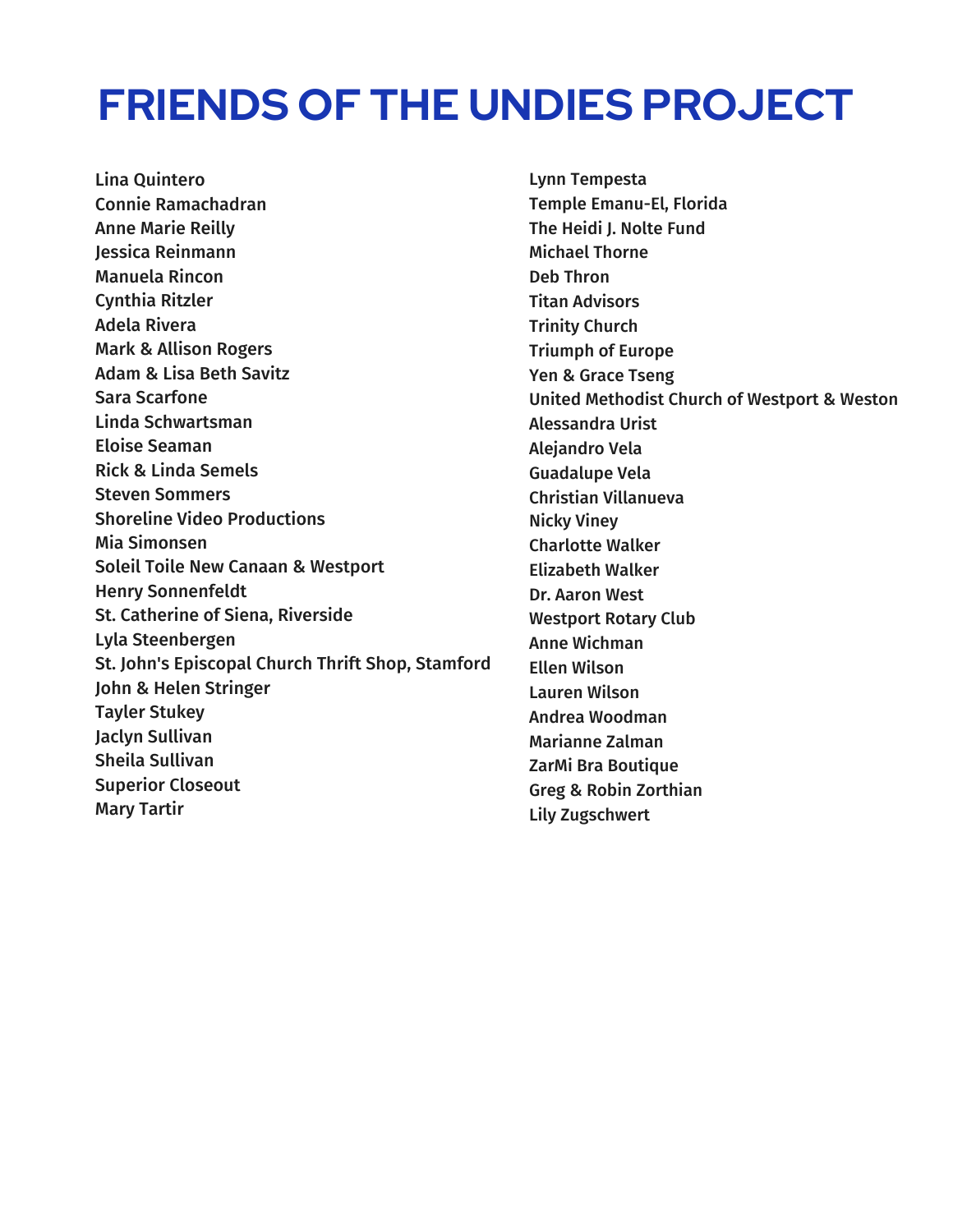# FRIENDS OF THE UNDIES PROJECT

**Lina Quintero**
**Connie Ramachadran**
**Anne Marie Reilly**
**Jessica Reinmann**
**Manuela Rincon**
**Cynthia Ritzler**
**Adela Rivera**
**Mark & Allison Rogers**
**Adam & Lisa Beth Savitz**
**Sara Scarfone**
**Linda Schwartsman**
**Eloise Seaman**
**Rick & Linda Semels**
**Steven Sommers**
**Shoreline Video Productions**
**Mia Simonsen**
**Soleil Toile New Canaan & Westport**
**Henry Sonnenfeldt**
**St. Catherine of Siena, Riverside**
**Lyla Steenbergen**
**St. John's Episcopal Church Thrift Shop, Stamford**
**John & Helen Stringer**
**Tayler Stukey**
**Jaclyn Sullivan**
**Sheila Sullivan**
**Superior Closeout**
**Mary Tartir**
**Lynn Tempesta**
**Temple Emanu-El, Florida**
**The Heidi J. Nolte Fund**
**Michael Thorne**
**Deb Thron**
**Titan Advisors**
**Trinity Church**
**Triumph of Europe**
**Yen & Grace Tseng**
**United Methodist Church of Westport & Weston**
**Alessandra Urist**
**Alejandro Vela**
**Guadalupe Vela**
**Christian Villanueva**
**Nicky Viney**
**Charlotte Walker**
**Elizabeth Walker**
**Dr. Aaron West**
**Westport Rotary Club**
**Anne Wichman**
**Ellen Wilson**
**Lauren Wilson**
**Andrea Woodman**
**Marianne Zalman**
**ZarMi Bra Boutique**
**Greg & Robin Zorthian**
**Lily Zugschwert**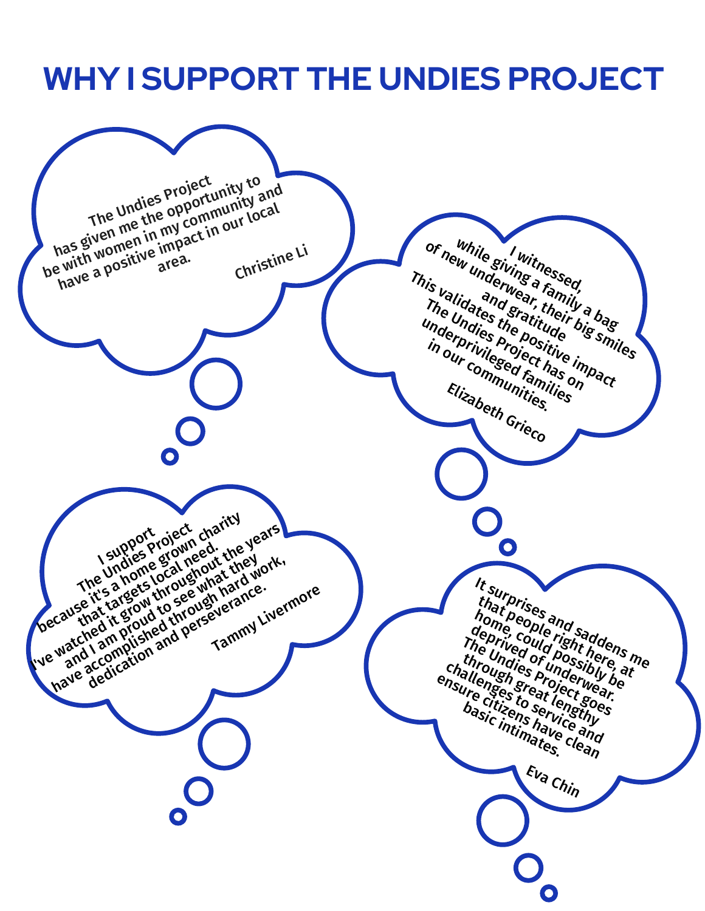# WHY I SUPPORT THE UNDIES PROJECT

The Undies Project has given me the opportunity to be with women in my community and have a positive impact in our local area.

Christine Li

I witnessed, while giving a family a bag of new underwear, their big smiles and gratitude. This validates the positive impact The Undies Project has on underprivileged families in our communities.

Elizabeth Grieco

I support The Undies Project because it's a home grown charity that targets local need. I've watched it grow throughout the years and I am proud to see what they have accomplished through hard work, dedication and perseverance.

Tammy Livermore

It surprises and saddens me that people right here, at home, could possibly be deprived of underwear. The Undies Project goes through great lengthy challenges to service and ensure citizens have clean basic intimates.

Eva Chin